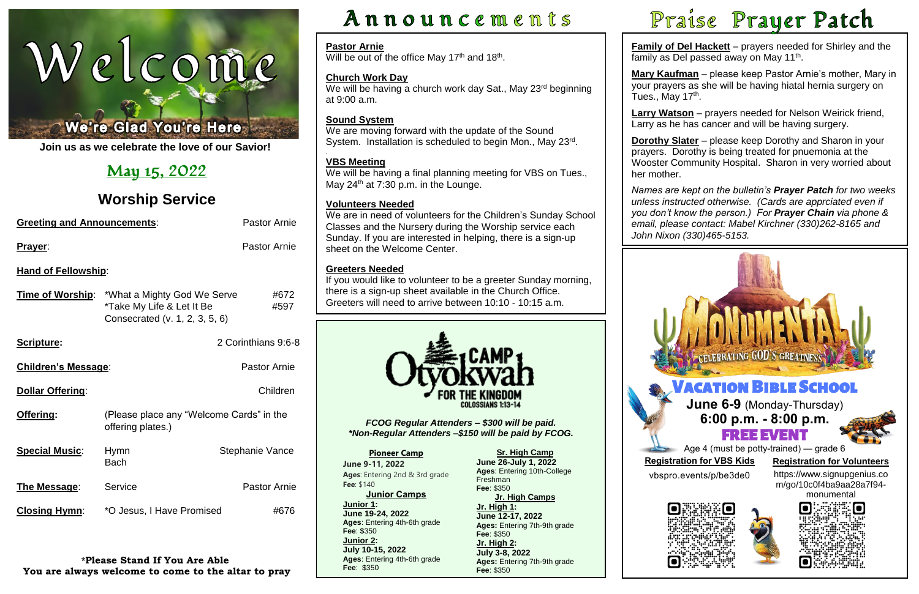# Welcome

**We're Glad You're Here**

**Join us as we celebrate the love of our Savior!**

## May 15, 2022

## Worship Service

**Greeting and Announcements**: Pastor Arnie

**Prayer**: Pastor Arnie

**Hand of Fellowship**:

**Time of Worship**: *What a Mighty God We Serve #672
*Take My Life & Let It Be #597
Consecrated (v. 1, 2, 3, 5, 6)

**Scripture:** 2 Corinthians 9:6-8

**Children's Message**: Pastor Arnie

**Dollar Offering**: Children

**Offering:** (Please place any "Welcome Cards" in the offering plates.)

**Special Music**: Hymn Stephanie Vance
Bach

**The Message**: Service Pastor Arnie

**Closing Hymn**: *O Jesus, I Have Promised #676

**\*Please Stand If You Are Able**
**You are always welcome to come to the altar to pray**

# Announcements

**Pastor Arnie**
Will be out of the office May 17th and 18th.

**Church Work Day**
We will be having a church work day Sat., May 23rd beginning at 9:00 a.m.

**Sound System**
We are moving forward with the update of the Sound System. Installation is scheduled to begin Mon., May 23rd.

**VBS Meeting**
We will be having a final planning meeting for VBS on Tues., May 24th at 7:30 p.m. in the Lounge.

**Volunteers Needed**
We are in need of volunteers for the Children's Sunday School Classes and the Nursery during the Worship service each Sunday. If you are interested in helping, there is a sign-up sheet on the Welcome Center.

**Greeters Needed**
If you would like to volunteer to be a greeter Sunday morning, there is a sign-up sheet available in the Church Office. Greeters will need to arrive between 10:10 - 10:15 a.m.

**CAMP Otyokwah FOR THE KINGDOM** COLOSSIANS 1:13-14

*FCOG Regular Attenders – $300 will be paid.*
*\*Non-Regular Attenders –$150 will be paid by FCOG.*

**Pioneer Camp**
**June 9-11, 2022**
**Ages**: Entering 2nd & 3rd grade
**Fee**: $140

**Junior Camps**
**Junior 1:**
**June 19-24, 2022**
**Ages**: Entering 4th-6th grade
**Fee**: $350
**Junior 2:**
**July 10-15, 2022**
**Ages**: Entering 4th-6th grade
**Fee**: $350

**Sr. High Camp**
**June 26-July 1, 2022**
**Ages**: Entering 10th-College Freshman
**Fee**: $350

**Jr. High Camps**
**Jr. High 1:**
**June 12-17, 2022**
**Ages:** Entering 7th-9th grade
**Fee**: $350
**Jr. High 2:**
**July 3-8, 2022**
**Ages:** Entering 7th-9th grade
**Fee**: $350

# Praise Prayer Patch

**Family of Del Hackett** – prayers needed for Shirley and the family as Del passed away on May 11th.

**Mary Kaufman** – please keep Pastor Arnie's mother, Mary in your prayers as she will be having hiatal hernia surgery on Tues., May 17th.

**Larry Watson** – prayers needed for Nelson Weirick friend, Larry as he has cancer and will be having surgery.

**Dorothy Slater** – please keep Dorothy and Sharon in your prayers. Dorothy is being treated for pnuemonia at the Wooster Community Hospital. Sharon in very worried about her mother.

*Names are kept on the bulletin's **Prayer Patch** for two weeks unless instructed otherwise. (Cards are apprciated even if you don't know the person.) For **Prayer Chain** via phone & email, please contact: Mabel Kirchner (330)262-8165 and John Nixon (330)465-5153.*

**MONUMENTAL** CELEBRATING GOD'S GREATNESS

**VACATION BIBLE SCHOOL**
**June 6-9** (Monday-Thursday)
**6:00 p.m. - 8:00 p.m.**
**FREE EVENT**
Age 4 (must be potty-trained) — grade 6

**Registration for VBS Kids**
vbspro.events/p/be3de0

**Registration for Volunteers**
https://www.signupgenius.com/go/10c0f4ba9aa28a7f94-monumental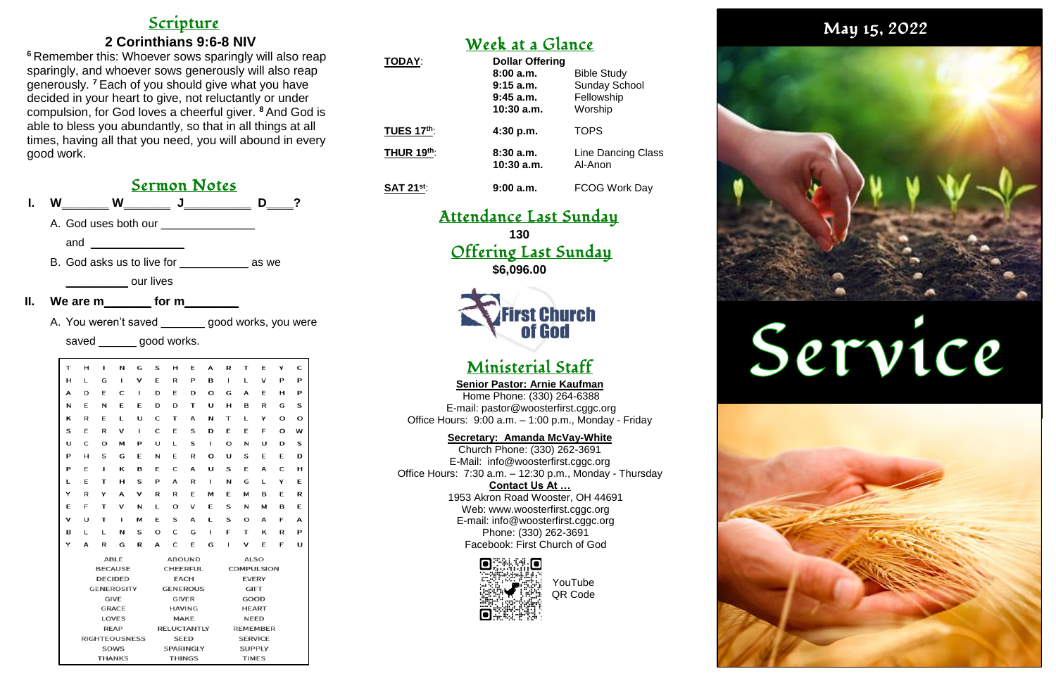## Scripture

### 2 Corinthians 9:6-8 NIV

[6] Remember this: Whoever sows sparingly will also reap sparingly, and whoever sows generously will also reap generously. [7] Each of you should give what you have decided in your heart to give, not reluctantly or under compulsion, for God loves a cheerful giver. [8] And God is able to bless you abundantly, so that in all things at all times, having all that you need, you will abound in every good work.

## Sermon Notes

**I. W_______ W_______ J__________ D____?**

A. God uses both our _______________ and _______________

B. God asks us to live for ___________ as we __________ our lives

**II. We are m_______ for m________**

A. You weren't saved _______ good works, you were saved ______ good works.

| | | | | | | | | | | | | | |
|---|---|---|---|---|---|---|---|---|---|---|---|---|---|
| T | H | I | N | G | S | H | E | A | R | T | E | Y | C |
| H | L | G | I | V | E | R | P | B | I | L | V | P | P |
| A | D | E | C | I | D | E | D | O | G | A | E | H | P |
| N | E | N | E | E | D | D | T | U | H | B | R | G | S |
| K | R | E | L | U | C | T | A | N | T | L | Y | O | O |
| S | E | R | V | I | C | E | S | D | E | E | F | O | W |
| U | C | O | M | P | U | L | S | I | O | N | U | D | S |
| P | H | S | G | E | N | E | R | O | U | S | E | E | D |
| P | E | I | K | B | E | C | A | U | S | E | A | C | H |
| L | E | T | H | S | P | A | R | I | N | G | L | Y | E |
| Y | R | Y | A | V | R | R | E | M | E | M | B | E | R |
| E | F | T | V | N | L | O | V | E | S | N | M | B | E |
| V | U | T | I | M | E | S | A | L | S | O | A | F | A |
| B | L | L | N | S | O | C | G | I | F | T | K | R | P |
| Y | A | R | G | R | A | C | E | G | I | V | E | F | U |

| | | |
|---|---|---|
| ABLE | ABOUND | ALSO |
| BECAUSE | CHEERFUL | COMPULSION |
| DECIDED | EACH | EVERY |
| GENEROSITY | GENEROUS | GIFT |
| GIVE | GIVER | GOOD |
| GRACE | HAVING | HEART |
| LOVES | MAKE | NEED |
| REAP | RELUCTANTLY | REMEMBER |
| RIGHTEOUSNESS | SEED | SERVICE |
| SOWS | SPARINGLY | SUPPLY |
| THANKS | THINGS | TIMES |

## Week at a Glance

| | | |
|---|---|---|
| **TODAY**: | **Dollar Offering** | |
| | **8:00 a.m.** | Bible Study |
| | **9:15 a.m.** | Sunday School |
| | **9:45 a.m.** | Fellowship |
| | **10:30 a.m.** | Worship |
| **TUES 17th**: | **4:30 p.m.** | TOPS |
| **THUR 19th**: | **8:30 a.m.** | Line Dancing Class |
| | **10:30 a.m.** | Al-Anon |
| **SAT 21st**: | **9:00 a.m.** | FCOG Work Day |

## Attendance Last Sunday

**130**

## Offering Last Sunday

**$6,096.00**

First Church of God

## Ministerial Staff

**Senior Pastor: Arnie Kaufman**
Home Phone: (330) 264-6388
E-mail: pastor@woosterfirst.cggc.org
Office Hours: 9:00 a.m. – 1:00 p.m., Monday - Friday

**Secretary: Amanda McVay-White**
Church Phone: (330) 262-3691
E-Mail: info@woosterfirst.cggc.org
Office Hours: 7:30 a.m. – 12:30 p.m., Monday - Thursday

**Contact Us At …**
1953 Akron Road Wooster, OH 44691
Web: www.woosterfirst.cggc.org
E-mail: info@woosterfirst.cggc.org
Phone: (330) 262-3691
Facebook: First Church of God

YouTube QR Code

May 15, 2022

# Service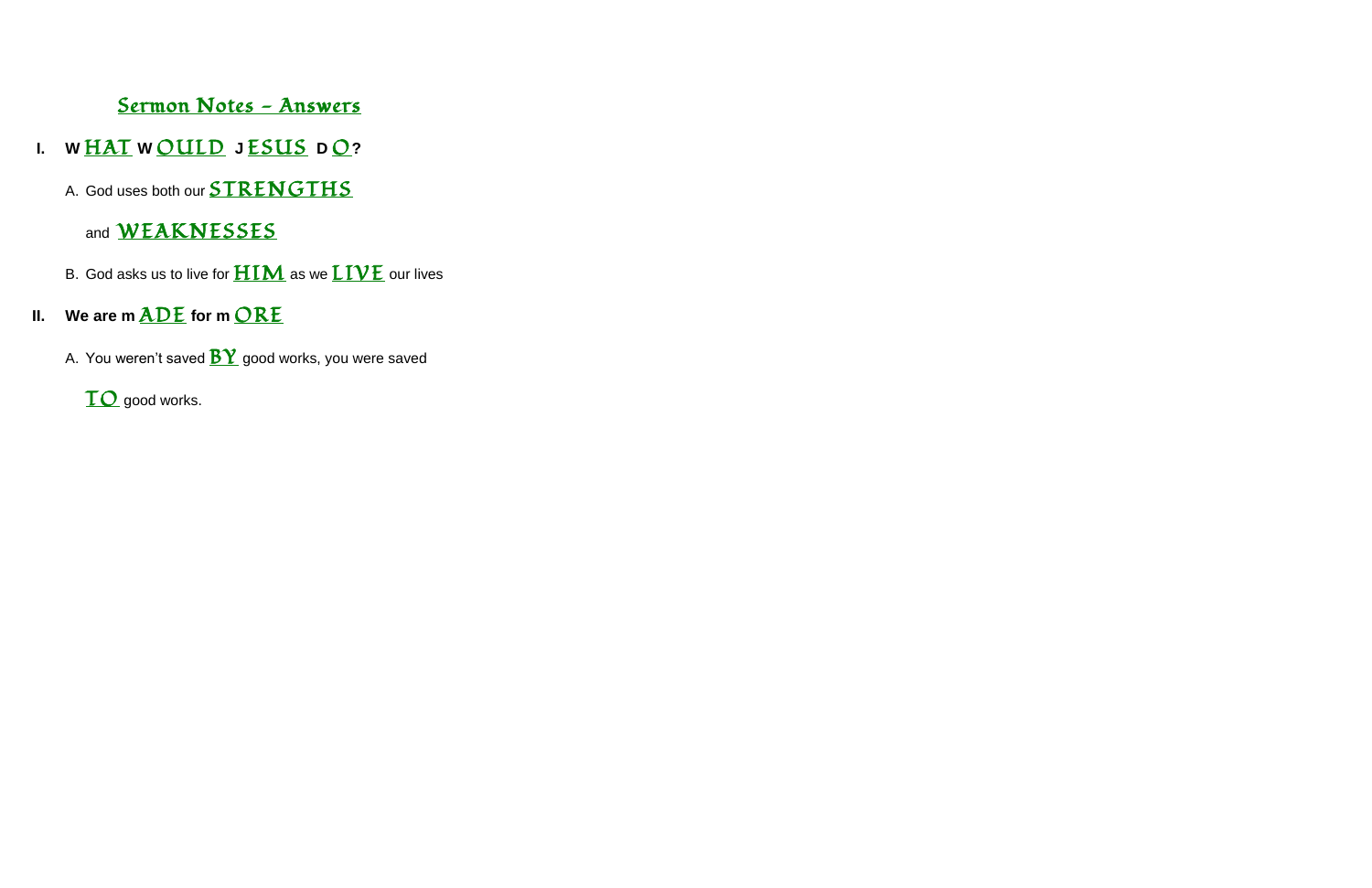# Sermon Notes – Answers

**I. WHAT WOULD JESUS DO?**

A. God uses both our STRENGTHS

and WEAKNESSES

B. God asks us to live for HIM as we LIVE our lives

**II. We are mADE for mORE**

A. You weren't saved BY good works, you were saved

TO good works.